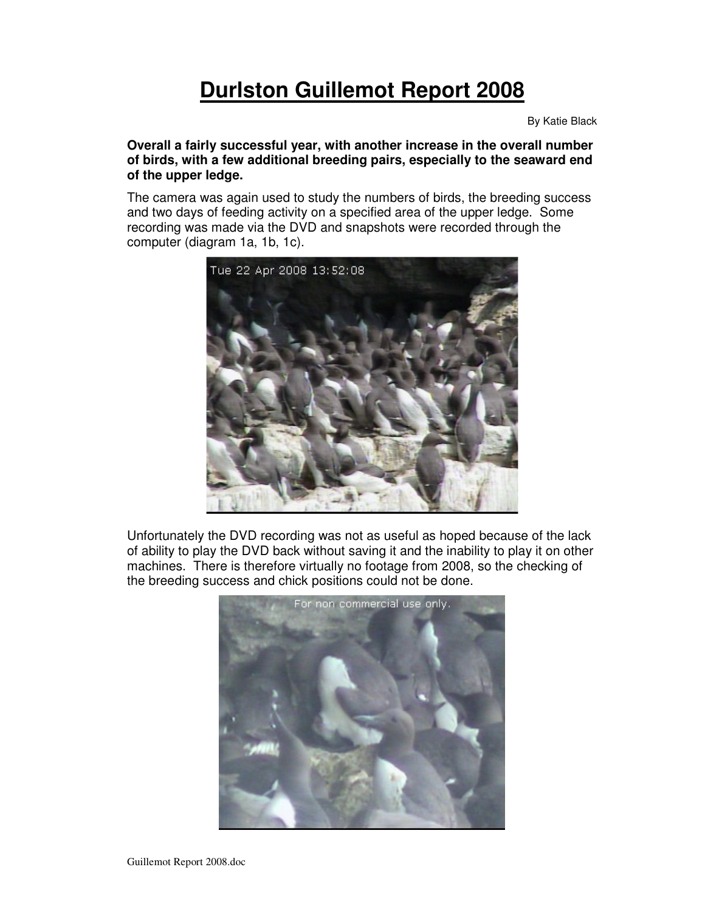# Durlston Guillemot Report 2008

By Katie Black

**Overall a fairly successful year, with another increase in the overall number of birds, with a few additional breeding pairs, especially to the seaward end of the upper ledge.**

The camera was again used to study the numbers of birds, the breeding success and two days of feeding activity on a specified area of the upper ledge. Some recording was made via the DVD and snapshots were recorded through the computer (diagram 1a, 1b, 1c).

Unfortunately the DVD recording was not as useful as hoped because of the lack of ability to play the DVD back without saving it and the inability to play it on other machines. There is therefore virtually no footage from 2008, so the checking of the breeding success and chick positions could not be done.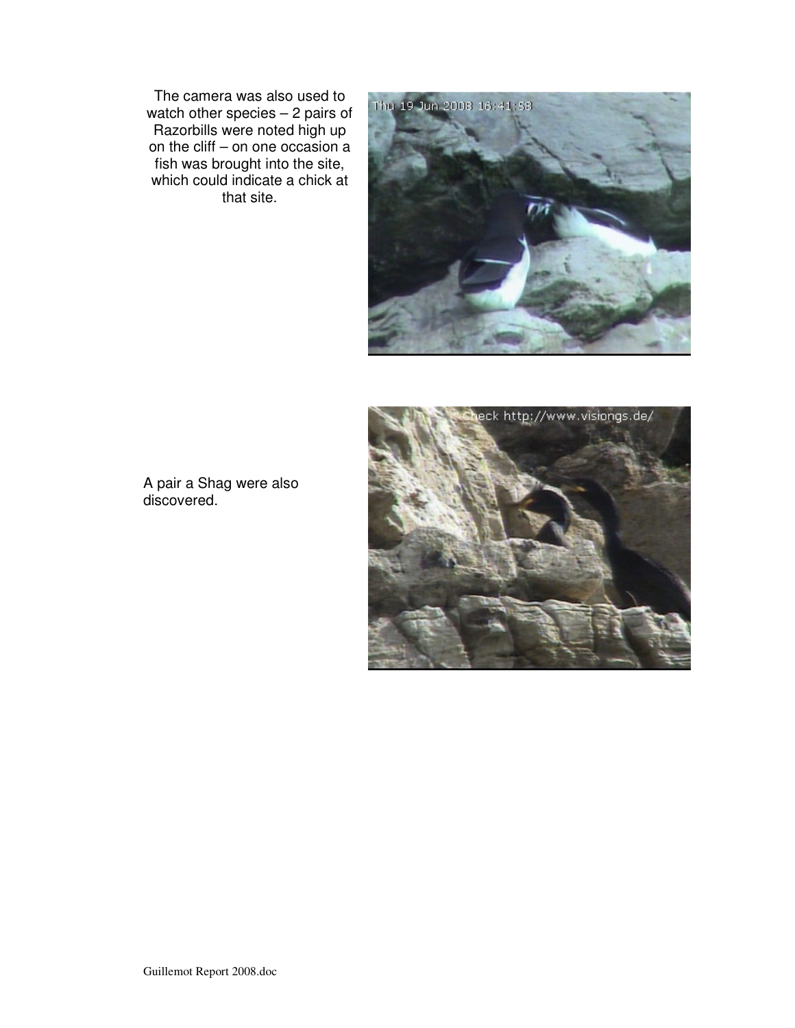The camera was also used to watch other species – 2 pairs of Razorbills were noted high up on the cliff – on one occasion a fish was brought into the site, which could indicate a chick at that site.

A pair a Shag were also discovered.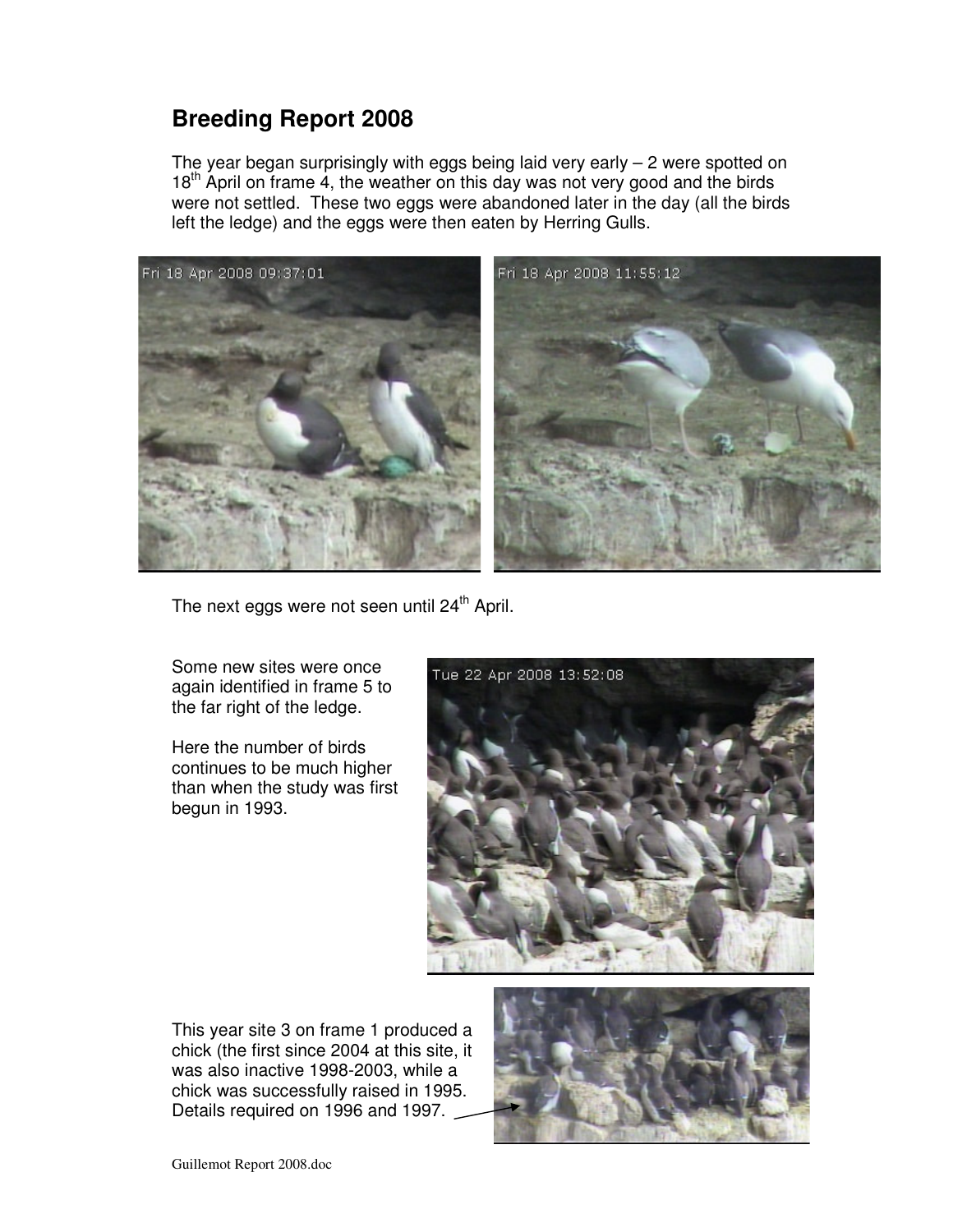# Breeding Report 2008

The year began surprisingly with eggs being laid very early – 2 were spotted on 18th April on frame 4, the weather on this day was not very good and the birds were not settled. These two eggs were abandoned later in the day (all the birds left the ledge) and the eggs were then eaten by Herring Gulls.

The next eggs were not seen until 24th April.

Some new sites were once again identified in frame 5 to the far right of the ledge.

Here the number of birds continues to be much higher than when the study was first begun in 1993.

This year site 3 on frame 1 produced a chick (the first since 2004 at this site, it was also inactive 1998-2003, while a chick was successfully raised in 1995. Details required on 1996 and 1997.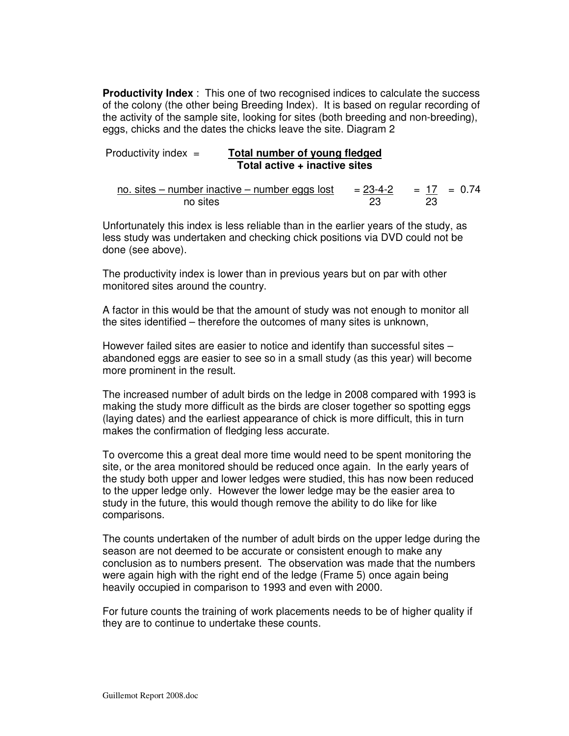**Productivity Index** : This one of two recognised indices to calculate the success of the colony (the other being Breeding Index). It is based on regular recording of the activity of the sample site, looking for sites (both breeding and non-breeding), eggs, chicks and the dates the chicks leave the site. Diagram 2

$$\text{Productivity index} = \frac{\textbf{Total number of young fledged}}{\textbf{Total active + inactive sites}}$$

$$\frac{\text{no. sites} - \text{number inactive} - \text{number eggs lost}}{\text{no sites}} = \frac{23-4-2}{23} = \frac{17}{23} = 0.74$$

Unfortunately this index is less reliable than in the earlier years of the study, as less study was undertaken and checking chick positions via DVD could not be done (see above).

The productivity index is lower than in previous years but on par with other monitored sites around the country.

A factor in this would be that the amount of study was not enough to monitor all the sites identified – therefore the outcomes of many sites is unknown,

However failed sites are easier to notice and identify than successful sites – abandoned eggs are easier to see so in a small study (as this year) will become more prominent in the result.

The increased number of adult birds on the ledge in 2008 compared with 1993 is making the study more difficult as the birds are closer together so spotting eggs (laying dates) and the earliest appearance of chick is more difficult, this in turn makes the confirmation of fledging less accurate.

To overcome this a great deal more time would need to be spent monitoring the site, or the area monitored should be reduced once again. In the early years of the study both upper and lower ledges were studied, this has now been reduced to the upper ledge only. However the lower ledge may be the easier area to study in the future, this would though remove the ability to do like for like comparisons.

The counts undertaken of the number of adult birds on the upper ledge during the season are not deemed to be accurate or consistent enough to make any conclusion as to numbers present. The observation was made that the numbers were again high with the right end of the ledge (Frame 5) once again being heavily occupied in comparison to 1993 and even with 2000.

For future counts the training of work placements needs to be of higher quality if they are to continue to undertake these counts.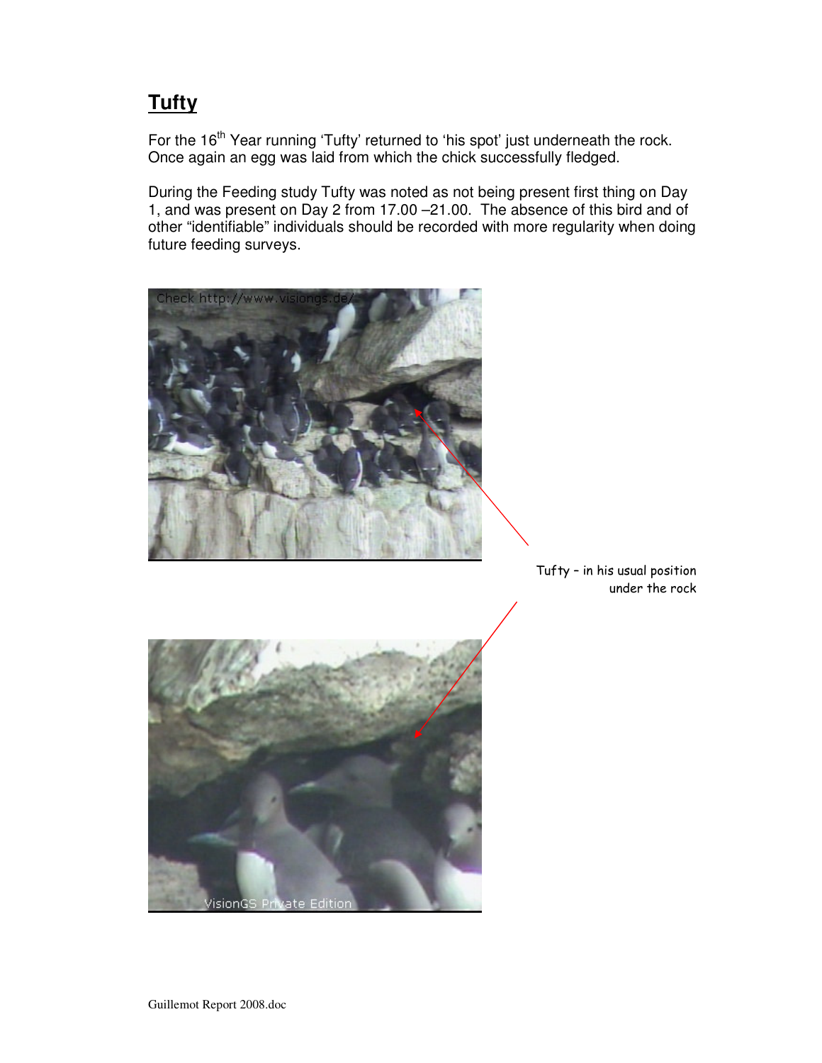## Tufty

For the 16th Year running 'Tufty' returned to 'his spot' just underneath the rock. Once again an egg was laid from which the chick successfully fledged.

During the Feeding study Tufty was noted as not being present first thing on Day 1, and was present on Day 2 from 17.00 –21.00. The absence of this bird and of other "identifiable" individuals should be recorded with more regularity when doing future feeding surveys.

Tufty – in his usual position under the rock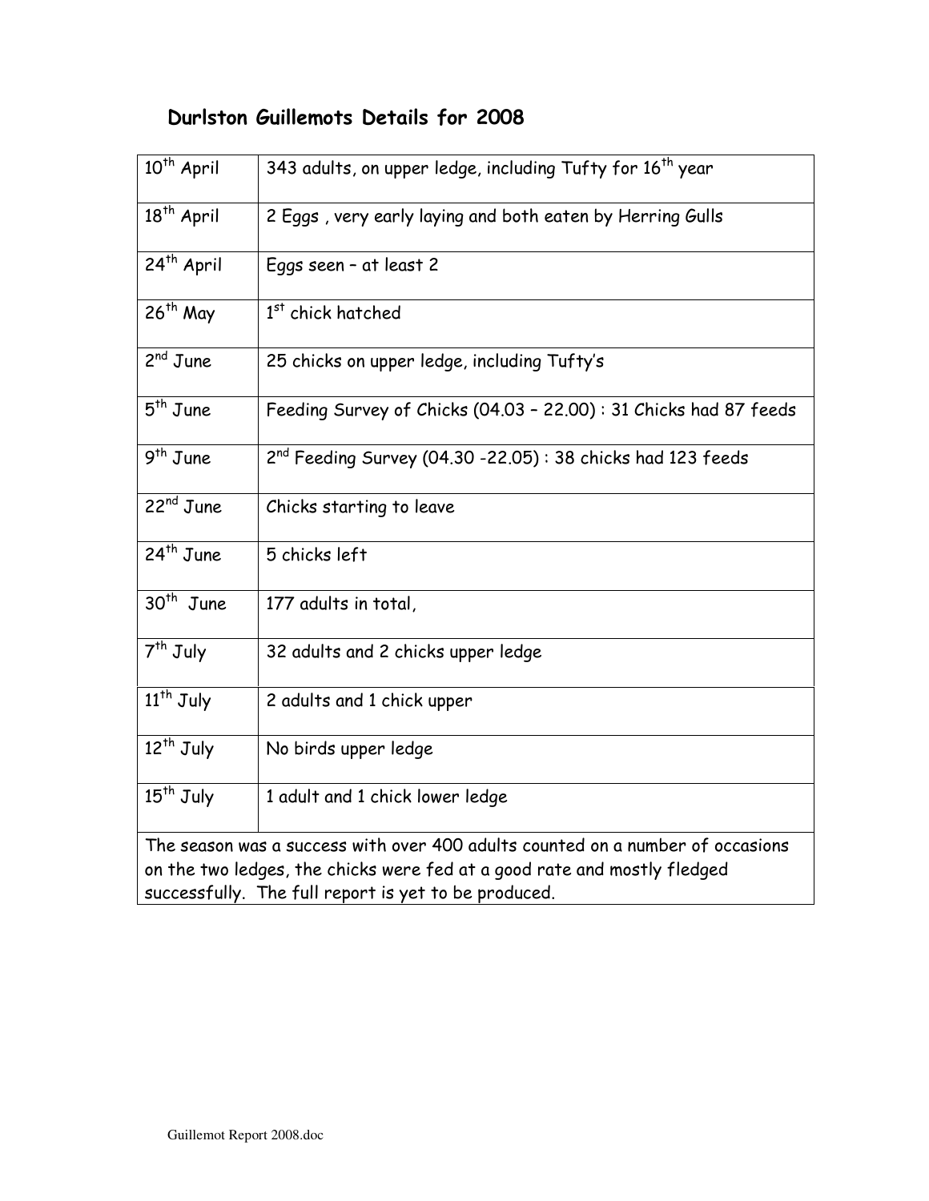## Durlston Guillemots Details for 2008

| | |
|---|---|
| 10th April | 343 adults, on upper ledge, including Tufty for 16th year |
| 18th April | 2 Eggs , very early laying and both eaten by Herring Gulls |
| 24th April | Eggs seen – at least 2 |
| 26th May | 1st chick hatched |
| 2nd June | 25 chicks on upper ledge, including Tufty's |
| 5th June | Feeding Survey of Chicks (04.03 – 22.00) : 31 Chicks had 87 feeds |
| 9th June | 2nd Feeding Survey (04.30 -22.05) : 38 chicks had 123 feeds |
| 22nd June | Chicks starting to leave |
| 24th June | 5 chicks left |
| 30th June | 177 adults in total, |
| 7th July | 32 adults and 2 chicks upper ledge |
| 11th July | 2 adults and 1 chick upper |
| 12th July | No birds upper ledge |
| 15th July | 1 adult and 1 chick lower ledge |

The season was a success with over 400 adults counted on a number of occasions on the two ledges, the chicks were fed at a good rate and mostly fledged successfully. The full report is yet to be produced.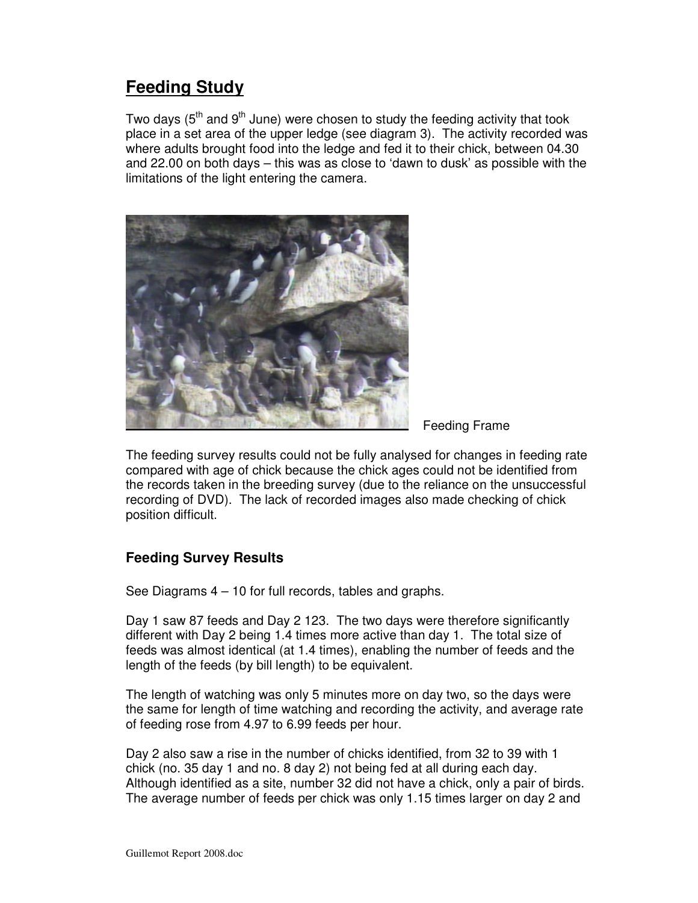## Feeding Study

Two days (5th and 9th June) were chosen to study the feeding activity that took place in a set area of the upper ledge (see diagram 3). The activity recorded was where adults brought food into the ledge and fed it to their chick, between 04.30 and 22.00 on both days – this was as close to 'dawn to dusk' as possible with the limitations of the light entering the camera.

Feeding Frame

The feeding survey results could not be fully analysed for changes in feeding rate compared with age of chick because the chick ages could not be identified from the records taken in the breeding survey (due to the reliance on the unsuccessful recording of DVD). The lack of recorded images also made checking of chick position difficult.

### Feeding Survey Results

See Diagrams 4 – 10 for full records, tables and graphs.

Day 1 saw 87 feeds and Day 2 123. The two days were therefore significantly different with Day 2 being 1.4 times more active than day 1. The total size of feeds was almost identical (at 1.4 times), enabling the number of feeds and the length of the feeds (by bill length) to be equivalent.

The length of watching was only 5 minutes more on day two, so the days were the same for length of time watching and recording the activity, and average rate of feeding rose from 4.97 to 6.99 feeds per hour.

Day 2 also saw a rise in the number of chicks identified, from 32 to 39 with 1 chick (no. 35 day 1 and no. 8 day 2) not being fed at all during each day. Although identified as a site, number 32 did not have a chick, only a pair of birds. The average number of feeds per chick was only 1.15 times larger on day 2 and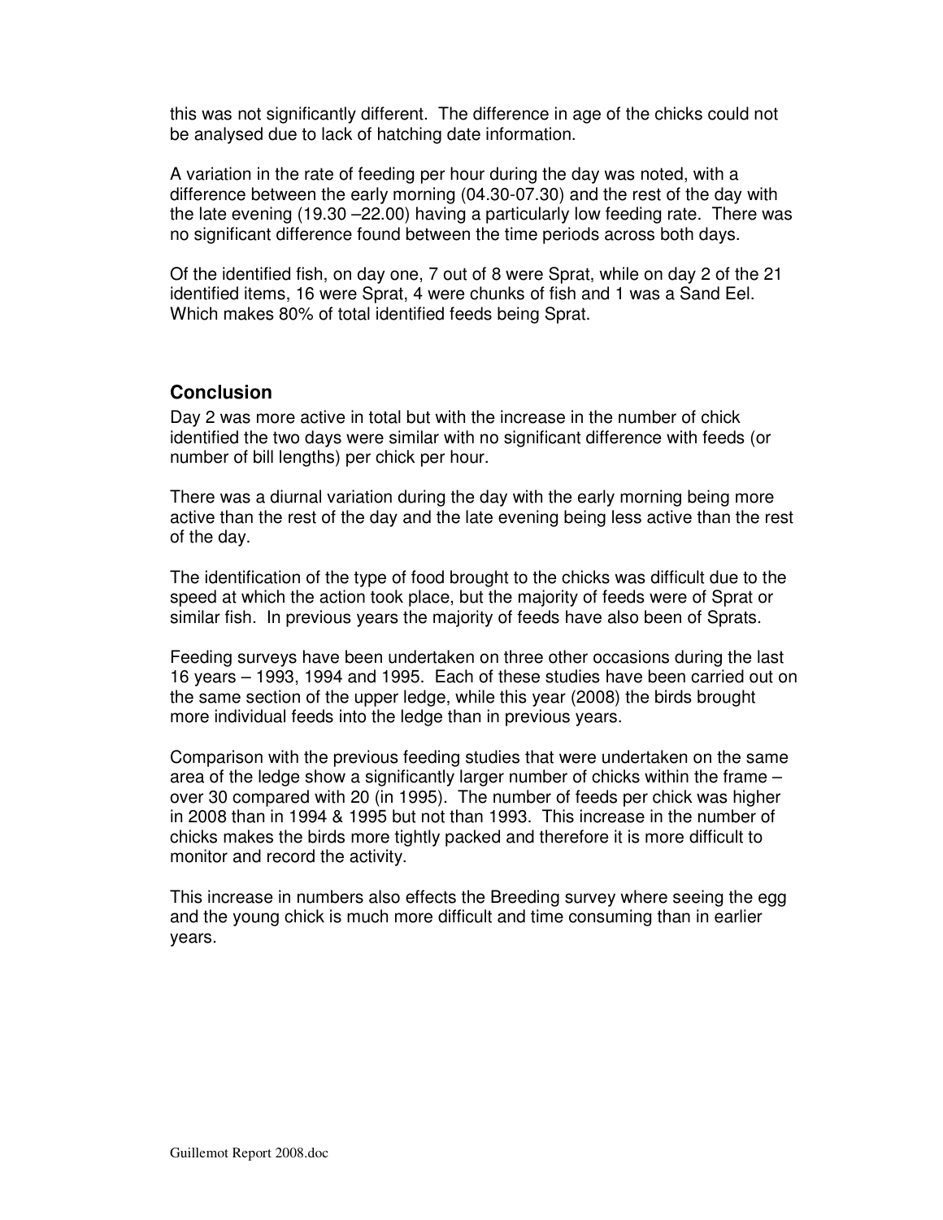this was not significantly different. The difference in age of the chicks could not be analysed due to lack of hatching date information.

A variation in the rate of feeding per hour during the day was noted, with a difference between the early morning (04.30-07.30) and the rest of the day with the late evening (19.30 –22.00) having a particularly low feeding rate. There was no significant difference found between the time periods across both days.

Of the identified fish, on day one, 7 out of 8 were Sprat, while on day 2 of the 21 identified items, 16 were Sprat, 4 were chunks of fish and 1 was a Sand Eel. Which makes 80% of total identified feeds being Sprat.

## Conclusion

Day 2 was more active in total but with the increase in the number of chick identified the two days were similar with no significant difference with feeds (or number of bill lengths) per chick per hour.

There was a diurnal variation during the day with the early morning being more active than the rest of the day and the late evening being less active than the rest of the day.

The identification of the type of food brought to the chicks was difficult due to the speed at which the action took place, but the majority of feeds were of Sprat or similar fish. In previous years the majority of feeds have also been of Sprats.

Feeding surveys have been undertaken on three other occasions during the last 16 years – 1993, 1994 and 1995. Each of these studies have been carried out on the same section of the upper ledge, while this year (2008) the birds brought more individual feeds into the ledge than in previous years.

Comparison with the previous feeding studies that were undertaken on the same area of the ledge show a significantly larger number of chicks within the frame – over 30 compared with 20 (in 1995). The number of feeds per chick was higher in 2008 than in 1994 & 1995 but not than 1993. This increase in the number of chicks makes the birds more tightly packed and therefore it is more difficult to monitor and record the activity.

This increase in numbers also effects the Breeding survey where seeing the egg and the young chick is much more difficult and time consuming than in earlier years.